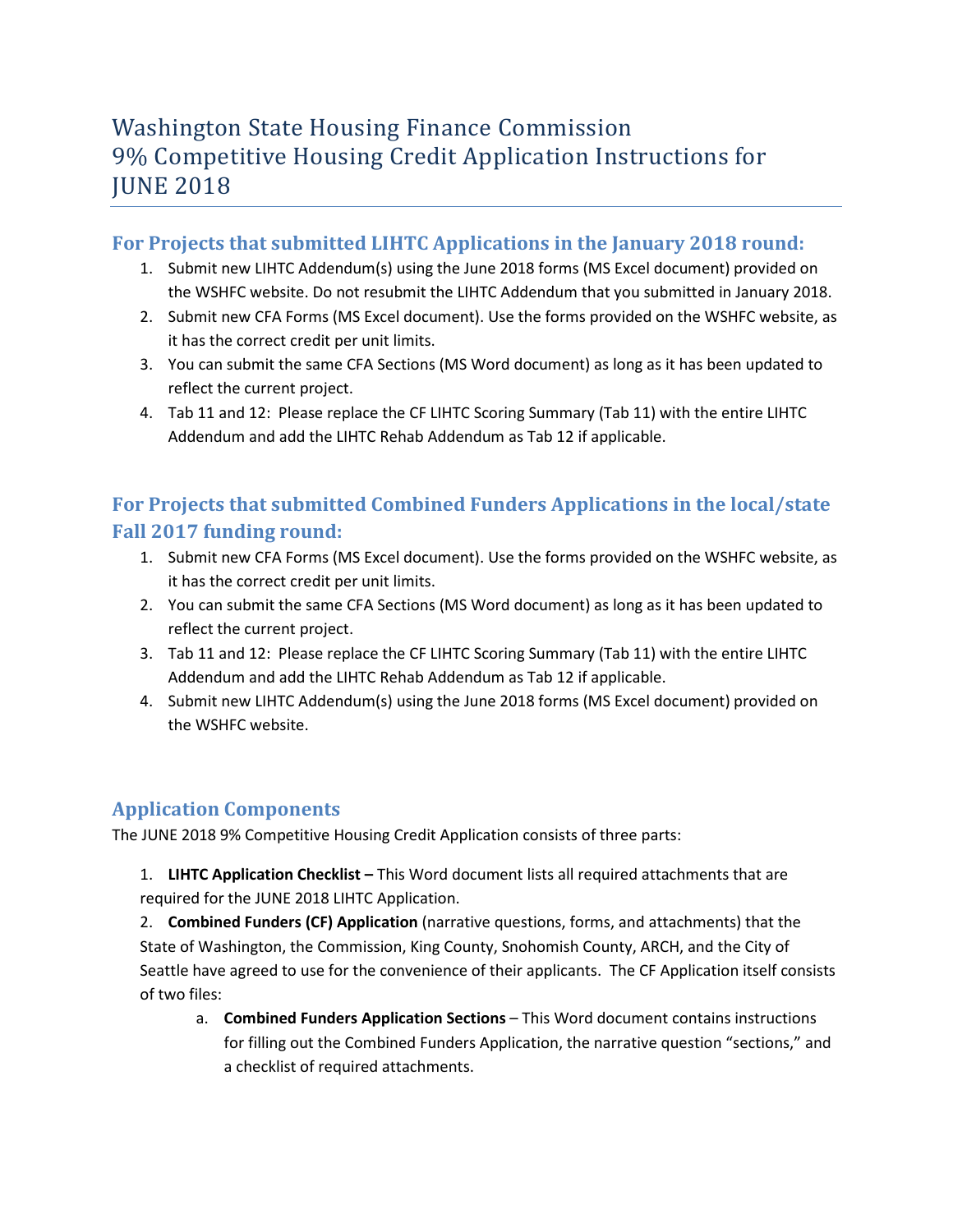# Washington State Housing Finance Commission 9% Competitive Housing Credit Application Instructions for JUNE 2018

## For Projects that submitted LIHTC Applications in the January 2018 round:

1. Submit new LIHTC Addendum(s) using the June 2018 forms (MS Excel document) provided on the WSHFC website. Do not resubmit the LIHTC Addendum that you submitted in January 2018.
2. Submit new CFA Forms (MS Excel document). Use the forms provided on the WSHFC website, as it has the correct credit per unit limits.
3. You can submit the same CFA Sections (MS Word document) as long as it has been updated to reflect the current project.
4. Tab 11 and 12: Please replace the CF LIHTC Scoring Summary (Tab 11) with the entire LIHTC Addendum and add the LIHTC Rehab Addendum as Tab 12 if applicable.

## For Projects that submitted Combined Funders Applications in the local/state Fall 2017 funding round:

1. Submit new CFA Forms (MS Excel document). Use the forms provided on the WSHFC website, as it has the correct credit per unit limits.
2. You can submit the same CFA Sections (MS Word document) as long as it has been updated to reflect the current project.
3. Tab 11 and 12: Please replace the CF LIHTC Scoring Summary (Tab 11) with the entire LIHTC Addendum and add the LIHTC Rehab Addendum as Tab 12 if applicable.
4. Submit new LIHTC Addendum(s) using the June 2018 forms (MS Excel document) provided on the WSHFC website.

## Application Components

The JUNE 2018 9% Competitive Housing Credit Application consists of three parts:

1. **LIHTC Application Checklist –** This Word document lists all required attachments that are required for the JUNE 2018 LIHTC Application.
2. **Combined Funders (CF) Application** (narrative questions, forms, and attachments) that the State of Washington, the Commission, King County, Snohomish County, ARCH, and the City of Seattle have agreed to use for the convenience of their applicants. The CF Application itself consists of two files:
   a. **Combined Funders Application Sections** – This Word document contains instructions for filling out the Combined Funders Application, the narrative question "sections," and a checklist of required attachments.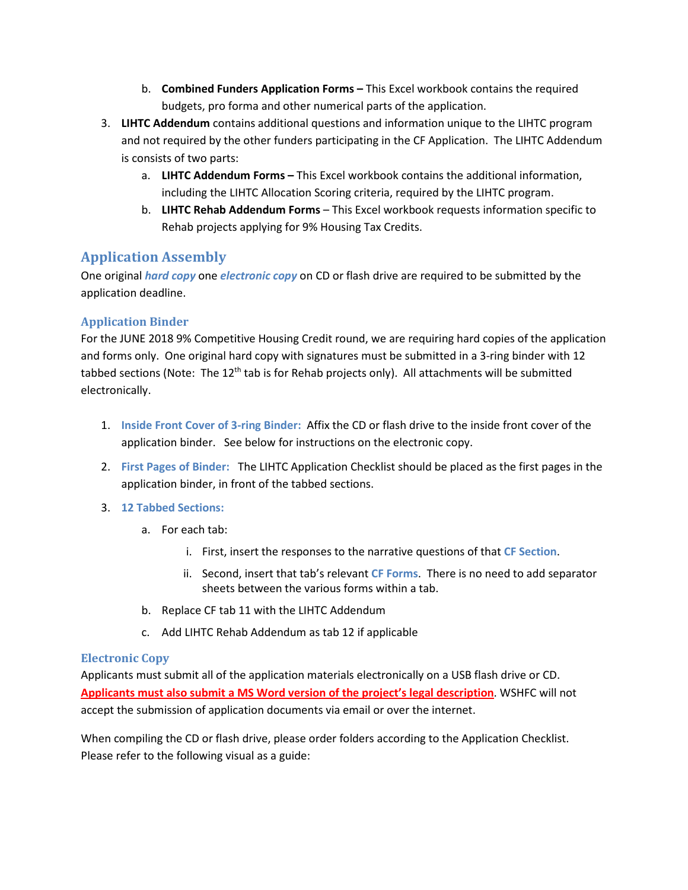b. **Combined Funders Application Forms –** This Excel workbook contains the required budgets, pro forma and other numerical parts of the application.

3. **LIHTC Addendum** contains additional questions and information unique to the LIHTC program and not required by the other funders participating in the CF Application. The LIHTC Addendum is consists of two parts:
   a. **LIHTC Addendum Forms –** This Excel workbook contains the additional information, including the LIHTC Allocation Scoring criteria, required by the LIHTC program.
   b. **LIHTC Rehab Addendum Forms** – This Excel workbook requests information specific to Rehab projects applying for 9% Housing Tax Credits.

## Application Assembly

One original ***hard copy*** one ***electronic copy*** on CD or flash drive are required to be submitted by the application deadline.

### Application Binder

For the JUNE 2018 9% Competitive Housing Credit round, we are requiring hard copies of the application and forms only. One original hard copy with signatures must be submitted in a 3-ring binder with 12 tabbed sections (Note: The 12th tab is for Rehab projects only). All attachments will be submitted electronically.

1. **Inside Front Cover of 3-ring Binder:** Affix the CD or flash drive to the inside front cover of the application binder. See below for instructions on the electronic copy.

2. **First Pages of Binder:** The LIHTC Application Checklist should be placed as the first pages in the application binder, in front of the tabbed sections.

3. **12 Tabbed Sections:**
   a. For each tab:
      i. First, insert the responses to the narrative questions of that **CF Section**.
      ii. Second, insert that tab's relevant **CF Forms**. There is no need to add separator sheets between the various forms within a tab.
   b. Replace CF tab 11 with the LIHTC Addendum
   c. Add LIHTC Rehab Addendum as tab 12 if applicable

### Electronic Copy

Applicants must submit all of the application materials electronically on a USB flash drive or CD. **Applicants must also submit a MS Word version of the project's legal description**. WSHFC will not accept the submission of application documents via email or over the internet.

When compiling the CD or flash drive, please order folders according to the Application Checklist. Please refer to the following visual as a guide: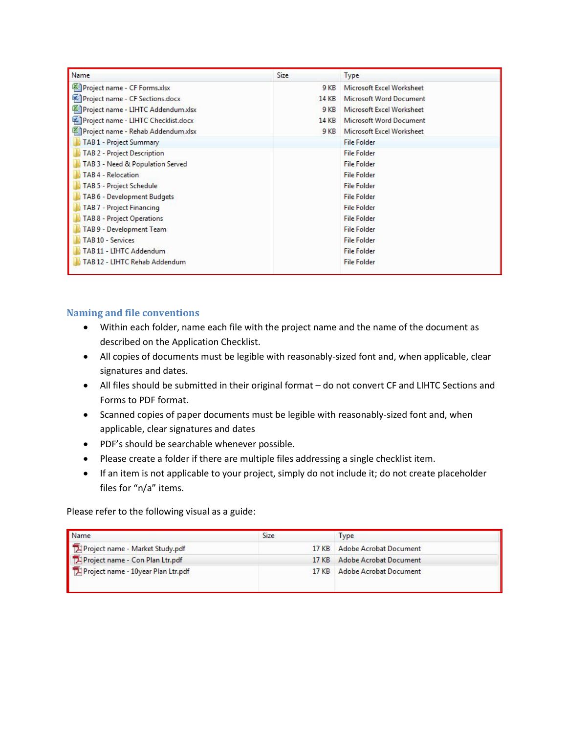| Name | Size | Type |
|---|---|---|
| Project name - CF Forms.xlsx | 9 KB | Microsoft Excel Worksheet |
| Project name - CF Sections.docx | 14 KB | Microsoft Word Document |
| Project name - LIHTC Addendum.xlsx | 9 KB | Microsoft Excel Worksheet |
| Project name - LIHTC Checklist.docx | 14 KB | Microsoft Word Document |
| Project name - Rehab Addendum.xlsx | 9 KB | Microsoft Excel Worksheet |
| TAB 1 - Project Summary | | File Folder |
| TAB 2 - Project Description | | File Folder |
| TAB 3 - Need & Population Served | | File Folder |
| TAB 4 - Relocation | | File Folder |
| TAB 5 - Project Schedule | | File Folder |
| TAB 6 - Development Budgets | | File Folder |
| TAB 7 - Project Financing | | File Folder |
| TAB 8 - Project Operations | | File Folder |
| TAB 9 - Development Team | | File Folder |
| TAB 10 - Services | | File Folder |
| TAB 11 - LIHTC Addendum | | File Folder |
| TAB 12 - LIHTC Rehab Addendum | | File Folder |

## Naming and file conventions

- Within each folder, name each file with the project name and the name of the document as described on the Application Checklist.
- All copies of documents must be legible with reasonably-sized font and, when applicable, clear signatures and dates.
- All files should be submitted in their original format – do not convert CF and LIHTC Sections and Forms to PDF format.
- Scanned copies of paper documents must be legible with reasonably-sized font and, when applicable, clear signatures and dates
- PDF's should be searchable whenever possible.
- Please create a folder if there are multiple files addressing a single checklist item.
- If an item is not applicable to your project, simply do not include it; do not create placeholder files for "n/a" items.

Please refer to the following visual as a guide:

| Name | Size | Type |
|---|---|---|
| Project name - Market Study.pdf | 17 KB | Adobe Acrobat Document |
| Project name - Con Plan Ltr.pdf | 17 KB | Adobe Acrobat Document |
| Project name - 10year Plan Ltr.pdf | 17 KB | Adobe Acrobat Document |